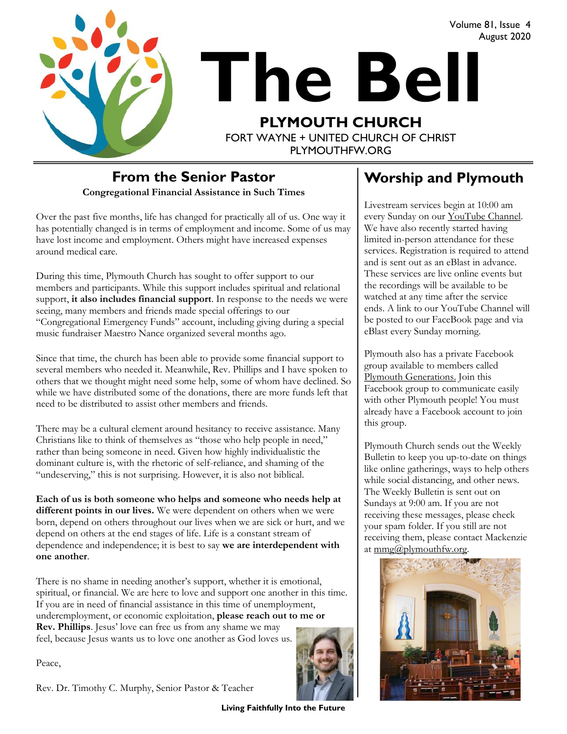Volume 81, Issue 4
August 2020

# The Bell

**PLYMOUTH CHURCH**
FORT WAYNE + UNITED CHURCH OF CHRIST
PLYMOUTHFW.ORG

## From the Senior Pastor

**Congregational Financial Assistance in Such Times**

Over the past five months, life has changed for practically all of us. One way it has potentially changed is in terms of employment and income. Some of us may have lost income and employment. Others might have increased expenses around medical care.

During this time, Plymouth Church has sought to offer support to our members and participants. While this support includes spiritual and relational support, **it also includes financial support**. In response to the needs we were seeing, many members and friends made special offerings to our "Congregational Emergency Funds" account, including giving during a special music fundraiser Maestro Nance organized several months ago.

Since that time, the church has been able to provide some financial support to several members who needed it. Meanwhile, Rev. Phillips and I have spoken to others that we thought might need some help, some of whom have declined. So while we have distributed some of the donations, there are more funds left that need to be distributed to assist other members and friends.

There may be a cultural element around hesitancy to receive assistance. Many Christians like to think of themselves as "those who help people in need," rather than being someone in need. Given how highly individualistic the dominant culture is, with the rhetoric of self-reliance, and shaming of the "undeserving," this is not surprising. However, it is also not biblical.

**Each of us is both someone who helps and someone who needs help at different points in our lives.** We were dependent on others when we were born, depend on others throughout our lives when we are sick or hurt, and we depend on others at the end stages of life. Life is a constant stream of dependence and independence; it is best to say **we are interdependent with one another**.

There is no shame in needing another's support, whether it is emotional, spiritual, or financial. We are here to love and support one another in this time. If you are in need of financial assistance in this time of unemployment, underemployment, or economic exploitation, **please reach out to me or Rev. Phillips**. Jesus' love can free us from any shame we may feel, because Jesus wants us to love one another as God loves us.

Peace,

Rev. Dr. Timothy C. Murphy, Senior Pastor & Teacher

## Worship and Plymouth

Livestream services begin at 10:00 am every Sunday on our YouTube Channel. We have also recently started having limited in-person attendance for these services. Registration is required to attend and is sent out as an eBlast in advance. These services are live online events but the recordings will be available to be watched at any time after the service ends. A link to our YouTube Channel will be posted to our FaceBook page and via eBlast every Sunday morning.

Plymouth also has a private Facebook group available to members called Plymouth Generations. Join this Facebook group to communicate easily with other Plymouth people! You must already have a Facebook account to join this group.

Plymouth Church sends out the Weekly Bulletin to keep you up-to-date on things like online gatherings, ways to help others while social distancing, and other news. The Weekly Bulletin is sent out on Sundays at 9:00 am. If you are not receiving these messages, please check your spam folder. If you still are not receiving them, please contact Mackenzie at mmg@plymouthfw.org.

**Living Faithfully Into the Future**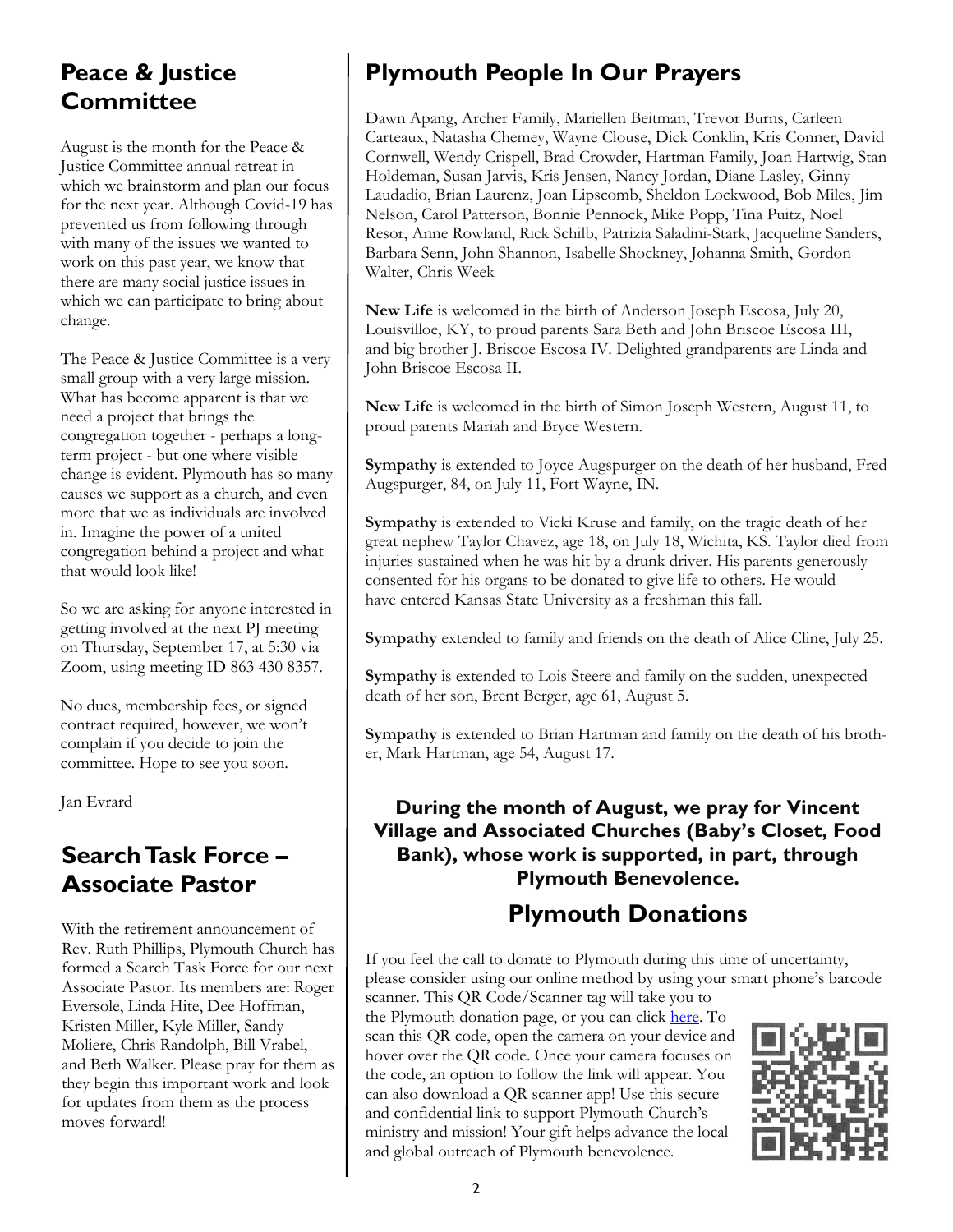## Peace & Justice Committee

August is the month for the Peace & Justice Committee annual retreat in which we brainstorm and plan our focus for the next year. Although Covid-19 has prevented us from following through with many of the issues we wanted to work on this past year, we know that there are many social justice issues in which we can participate to bring about change.

The Peace & Justice Committee is a very small group with a very large mission. What has become apparent is that we need a project that brings the congregation together - perhaps a long-term project - but one where visible change is evident. Plymouth has so many causes we support as a church, and even more that we as individuals are involved in. Imagine the power of a united congregation behind a project and what that would look like!

So we are asking for anyone interested in getting involved at the next PJ meeting on Thursday, September 17, at 5:30 via Zoom, using meeting ID 863 430 8357.

No dues, membership fees, or signed contract required, however, we won't complain if you decide to join the committee. Hope to see you soon.

Jan Evrard

## Search Task Force – Associate Pastor

With the retirement announcement of Rev. Ruth Phillips, Plymouth Church has formed a Search Task Force for our next Associate Pastor. Its members are: Roger Eversole, Linda Hite, Dee Hoffman, Kristen Miller, Kyle Miller, Sandy Moliere, Chris Randolph, Bill Vrabel, and Beth Walker. Please pray for them as they begin this important work and look for updates from them as the process moves forward!

## Plymouth People In Our Prayers

Dawn Apang, Archer Family, Mariellen Beitman, Trevor Burns, Carleen Carteaux, Natasha Chemey, Wayne Clouse, Dick Conklin, Kris Conner, David Cornwell, Wendy Crispell, Brad Crowder, Hartman Family, Joan Hartwig, Stan Holdeman, Susan Jarvis, Kris Jensen, Nancy Jordan, Diane Lasley, Ginny Laudadio, Brian Laurenz, Joan Lipscomb, Sheldon Lockwood, Bob Miles, Jim Nelson, Carol Patterson, Bonnie Pennock, Mike Popp, Tina Puitz, Noel Resor, Anne Rowland, Rick Schilb, Patrizia Saladini-Stark, Jacqueline Sanders, Barbara Senn, John Shannon, Isabelle Shockney, Johanna Smith, Gordon Walter, Chris Week

**New Life** is welcomed in the birth of Anderson Joseph Escosa, July 20, Louisvilloe, KY, to proud parents Sara Beth and John Briscoe Escosa III, and big brother J. Briscoe Escosa IV. Delighted grandparents are Linda and John Briscoe Escosa II.

**New Life** is welcomed in the birth of Simon Joseph Western, August 11, to proud parents Mariah and Bryce Western.

**Sympathy** is extended to Joyce Augspurger on the death of her husband, Fred Augspurger, 84, on July 11, Fort Wayne, IN.

**Sympathy** is extended to Vicki Kruse and family, on the tragic death of her great nephew Taylor Chavez, age 18, on July 18, Wichita, KS. Taylor died from injuries sustained when he was hit by a drunk driver. His parents generously consented for his organs to be donated to give life to others. He would have entered Kansas State University as a freshman this fall.

**Sympathy** extended to family and friends on the death of Alice Cline, July 25.

**Sympathy** is extended to Lois Steere and family on the sudden, unexpected death of her son, Brent Berger, age 61, August 5.

**Sympathy** is extended to Brian Hartman and family on the death of his brother, Mark Hartman, age 54, August 17.

**During the month of August, we pray for Vincent Village and Associated Churches (Baby's Closet, Food Bank), whose work is supported, in part, through Plymouth Benevolence.**

## Plymouth Donations

If you feel the call to donate to Plymouth during this time of uncertainty, please consider using our online method by using your smart phone's barcode scanner. This QR Code/Scanner tag will take you to the Plymouth donation page, or you can click here. To scan this QR code, open the camera on your device and hover over the QR code. Once your camera focuses on the code, an option to follow the link will appear. You can also download a QR scanner app! Use this secure and confidential link to support Plymouth Church's ministry and mission! Your gift helps advance the local and global outreach of Plymouth benevolence.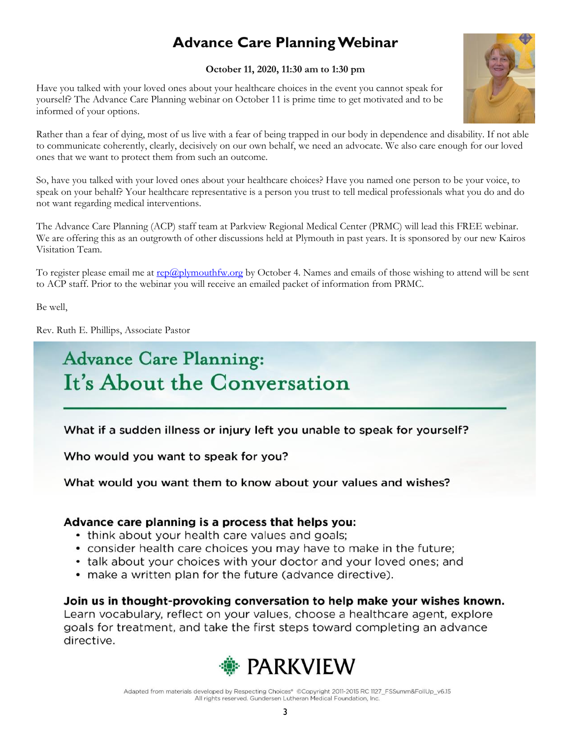# Advance Care Planning Webinar

**October 11, 2020, 11:30 am to 1:30 pm**

Have you talked with your loved ones about your healthcare choices in the event you cannot speak for yourself? The Advance Care Planning webinar on October 11 is prime time to get motivated and to be informed of your options.

Rather than a fear of dying, most of us live with a fear of being trapped in our body in dependence and disability. If not able to communicate coherently, clearly, decisively on our own behalf, we need an advocate. We also care enough for our loved ones that we want to protect them from such an outcome.

So, have you talked with your loved ones about your healthcare choices? Have you named one person to be your voice, to speak on your behalf? Your healthcare representative is a person you trust to tell medical professionals what you do and do not want regarding medical interventions.

The Advance Care Planning (ACP) staff team at Parkview Regional Medical Center (PRMC) will lead this FREE webinar. We are offering this as an outgrowth of other discussions held at Plymouth in past years. It is sponsored by our new Kairos Visitation Team.

To register please email me at rep@plymouthfw.org by October 4. Names and emails of those wishing to attend will be sent to ACP staff. Prior to the webinar you will receive an emailed packet of information from PRMC.

Be well,

Rev. Ruth E. Phillips, Associate Pastor

## Advance Care Planning: It's About the Conversation

**What if a sudden illness or injury left you unable to speak for yourself?**

**Who would you want to speak for you?**

**What would you want them to know about your values and wishes?**

**Advance care planning is a process that helps you:**

- think about your health care values and goals;
- consider health care choices you may have to make in the future;
- talk about your choices with your doctor and your loved ones; and
- make a written plan for the future (advance directive).

**Join us in thought-provoking conversation to help make your wishes known.** Learn vocabulary, reflect on your values, choose a healthcare agent, explore goals for treatment, and take the first steps toward completing an advance directive.

PARKVIEW

Adapted from materials developed by Respecting Choices® ©Copyright 2011-2015 RC 1127_FSSumm&FollUp_v6.15 All rights reserved. Gundersen Lutheran Medical Foundation, Inc.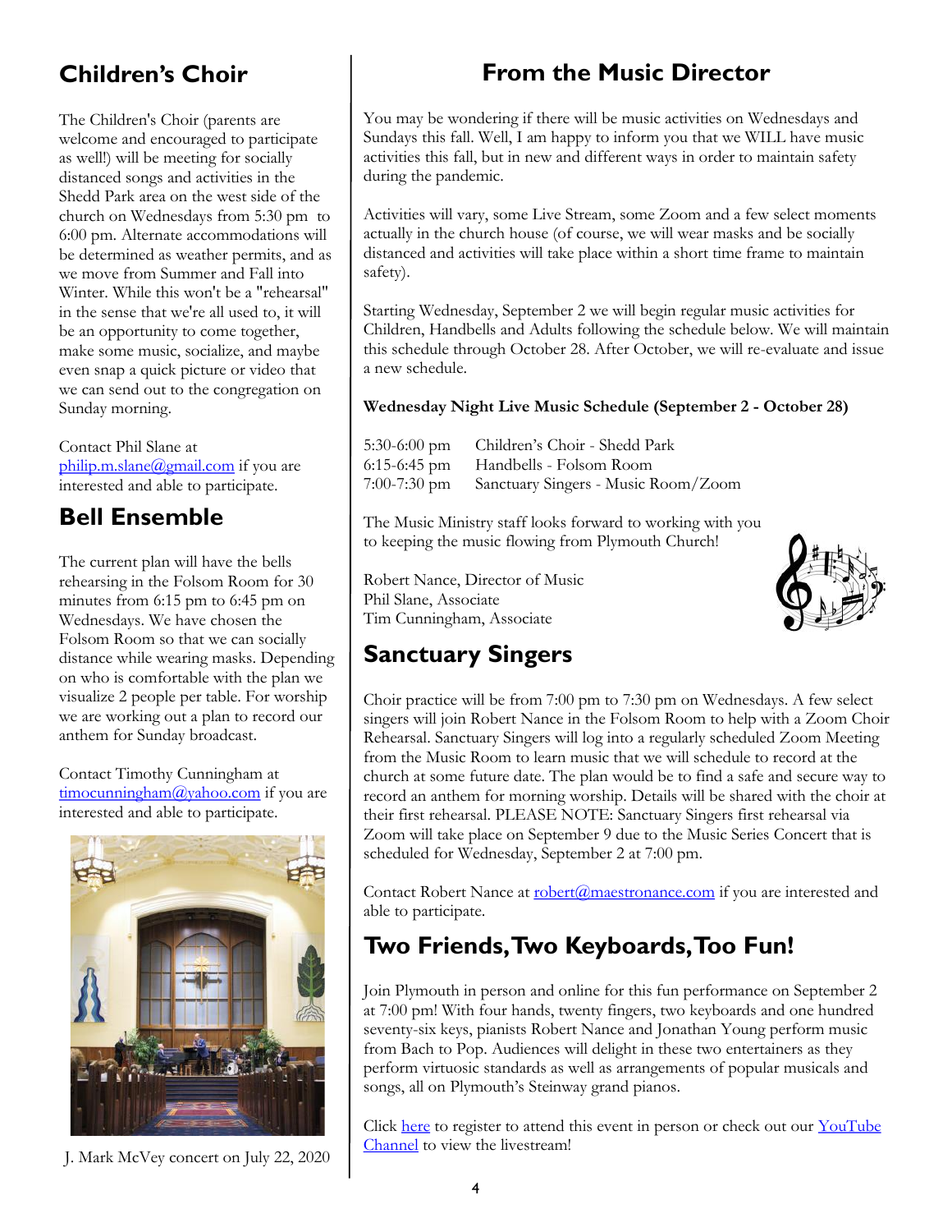## Children's Choir

The Children's Choir (parents are welcome and encouraged to participate as well!) will be meeting for socially distanced songs and activities in the Shedd Park area on the west side of the church on Wednesdays from 5:30 pm to 6:00 pm. Alternate accommodations will be determined as weather permits, and as we move from Summer and Fall into Winter. While this won't be a "rehearsal" in the sense that we're all used to, it will be an opportunity to come together, make some music, socialize, and maybe even snap a quick picture or video that we can send out to the congregation on Sunday morning.

Contact Phil Slane at philip.m.slane@gmail.com if you are interested and able to participate.

## Bell Ensemble

The current plan will have the bells rehearsing in the Folsom Room for 30 minutes from 6:15 pm to 6:45 pm on Wednesdays. We have chosen the Folsom Room so that we can socially distance while wearing masks. Depending on who is comfortable with the plan we visualize 2 people per table. For worship we are working out a plan to record our anthem for Sunday broadcast.

Contact Timothy Cunningham at timocunningham@yahoo.com if you are interested and able to participate.

J. Mark McVey concert on July 22, 2020

## From the Music Director

You may be wondering if there will be music activities on Wednesdays and Sundays this fall. Well, I am happy to inform you that we WILL have music activities this fall, but in new and different ways in order to maintain safety during the pandemic.

Activities will vary, some Live Stream, some Zoom and a few select moments actually in the church house (of course, we will wear masks and be socially distanced and activities will take place within a short time frame to maintain safety).

Starting Wednesday, September 2 we will begin regular music activities for Children, Handbells and Adults following the schedule below. We will maintain this schedule through October 28. After October, we will re-evaluate and issue a new schedule.

**Wednesday Night Live Music Schedule (September 2 - October 28)**

| | |
|---|---|
| 5:30-6:00 pm | Children's Choir - Shedd Park |
| 6:15-6:45 pm | Handbells - Folsom Room |
| 7:00-7:30 pm | Sanctuary Singers - Music Room/Zoom |

The Music Ministry staff looks forward to working with you to keeping the music flowing from Plymouth Church!

Robert Nance, Director of Music
Phil Slane, Associate
Tim Cunningham, Associate

## Sanctuary Singers

Choir practice will be from 7:00 pm to 7:30 pm on Wednesdays. A few select singers will join Robert Nance in the Folsom Room to help with a Zoom Choir Rehearsal. Sanctuary Singers will log into a regularly scheduled Zoom Meeting from the Music Room to learn music that we will schedule to record at the church at some future date. The plan would be to find a safe and secure way to record an anthem for morning worship. Details will be shared with the choir at their first rehearsal. PLEASE NOTE: Sanctuary Singers first rehearsal via Zoom will take place on September 9 due to the Music Series Concert that is scheduled for Wednesday, September 2 at 7:00 pm.

Contact Robert Nance at robert@maestronance.com if you are interested and able to participate.

## Two Friends, Two Keyboards, Too Fun!

Join Plymouth in person and online for this fun performance on September 2 at 7:00 pm! With four hands, twenty fingers, two keyboards and one hundred seventy-six keys, pianists Robert Nance and Jonathan Young perform music from Bach to Pop. Audiences will delight in these two entertainers as they perform virtuosic standards as well as arrangements of popular musicals and songs, all on Plymouth's Steinway grand pianos.

Click here to register to attend this event in person or check out our YouTube Channel to view the livestream!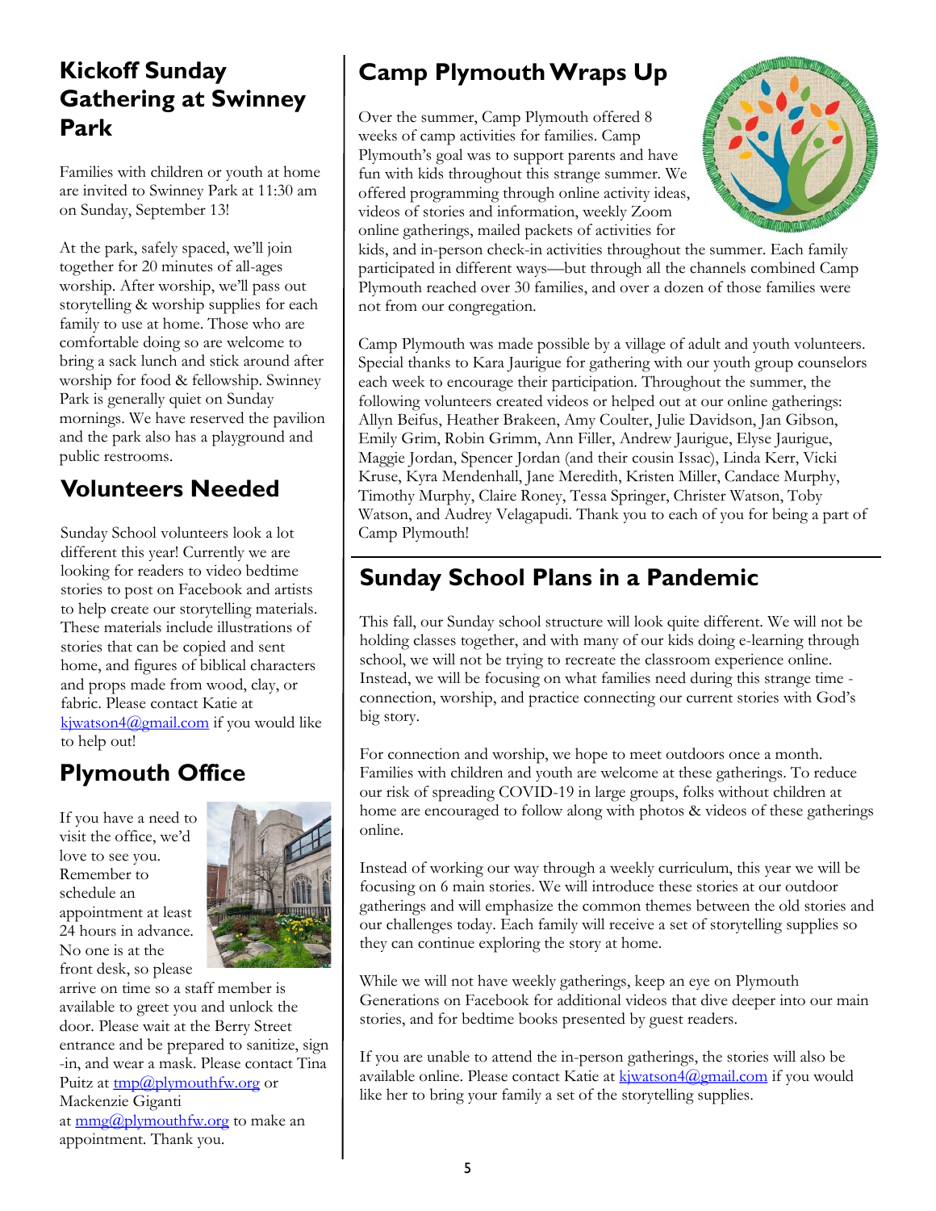## Kickoff Sunday Gathering at Swinney Park

Families with children or youth at home are invited to Swinney Park at 11:30 am on Sunday, September 13!

At the park, safely spaced, we'll join together for 20 minutes of all-ages worship. After worship, we'll pass out storytelling & worship supplies for each family to use at home. Those who are comfortable doing so are welcome to bring a sack lunch and stick around after worship for food & fellowship. Swinney Park is generally quiet on Sunday mornings. We have reserved the pavilion and the park also has a playground and public restrooms.

## Volunteers Needed

Sunday School volunteers look a lot different this year! Currently we are looking for readers to video bedtime stories to post on Facebook and artists to help create our storytelling materials. These materials include illustrations of stories that can be copied and sent home, and figures of biblical characters and props made from wood, clay, or fabric. Please contact Katie at kjwatson4@gmail.com if you would like to help out!

## Plymouth Office

If you have a need to visit the office, we'd love to see you. Remember to schedule an appointment at least 24 hours in advance. No one is at the front desk, so please arrive on time so a staff member is available to greet you and unlock the door. Please wait at the Berry Street entrance and be prepared to sanitize, sign-in, and wear a mask. Please contact Tina Puitz at tmp@plymouthfw.org or Mackenzie Giganti at mmg@plymouthfw.org to make an appointment. Thank you.

## Camp Plymouth Wraps Up

Over the summer, Camp Plymouth offered 8 weeks of camp activities for families. Camp Plymouth's goal was to support parents and have fun with kids throughout this strange summer. We offered programming through online activity ideas, videos of stories and information, weekly Zoom online gatherings, mailed packets of activities for kids, and in-person check-in activities throughout the summer. Each family participated in different ways—but through all the channels combined Camp Plymouth reached over 30 families, and over a dozen of those families were not from our congregation.

Camp Plymouth was made possible by a village of adult and youth volunteers. Special thanks to Kara Jaurigue for gathering with our youth group counselors each week to encourage their participation. Throughout the summer, the following volunteers created videos or helped out at our online gatherings: Allyn Beifus, Heather Brakeen, Amy Coulter, Julie Davidson, Jan Gibson, Emily Grim, Robin Grimm, Ann Filler, Andrew Jaurigue, Elyse Jaurigue, Maggie Jordan, Spencer Jordan (and their cousin Issac), Linda Kerr, Vicki Kruse, Kyra Mendenhall, Jane Meredith, Kristen Miller, Candace Murphy, Timothy Murphy, Claire Roney, Tessa Springer, Christer Watson, Toby Watson, and Audrey Velagapudi. Thank you to each of you for being a part of Camp Plymouth!

## Sunday School Plans in a Pandemic

This fall, our Sunday school structure will look quite different. We will not be holding classes together, and with many of our kids doing e-learning through school, we will not be trying to recreate the classroom experience online. Instead, we will be focusing on what families need during this strange time - connection, worship, and practice connecting our current stories with God's big story.

For connection and worship, we hope to meet outdoors once a month. Families with children and youth are welcome at these gatherings. To reduce our risk of spreading COVID-19 in large groups, folks without children at home are encouraged to follow along with photos & videos of these gatherings online.

Instead of working our way through a weekly curriculum, this year we will be focusing on 6 main stories. We will introduce these stories at our outdoor gatherings and will emphasize the common themes between the old stories and our challenges today. Each family will receive a set of storytelling supplies so they can continue exploring the story at home.

While we will not have weekly gatherings, keep an eye on Plymouth Generations on Facebook for additional videos that dive deeper into our main stories, and for bedtime books presented by guest readers.

If you are unable to attend the in-person gatherings, the stories will also be available online. Please contact Katie at kjwatson4@gmail.com if you would like her to bring your family a set of the storytelling supplies.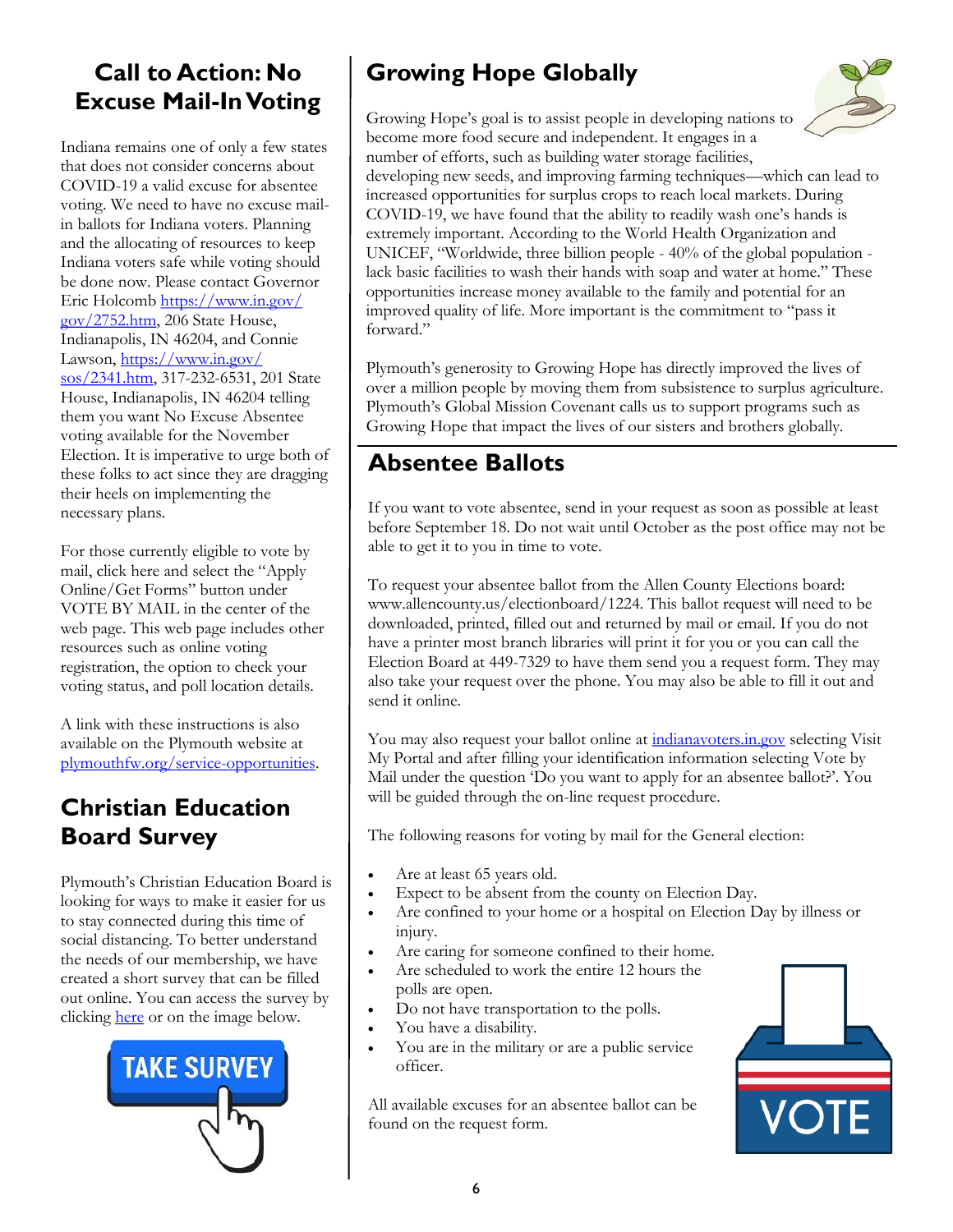## Call to Action: No Excuse Mail-In Voting

Indiana remains one of only a few states that does not consider concerns about COVID-19 a valid excuse for absentee voting. We need to have no excuse mail-in ballots for Indiana voters. Planning and the allocating of resources to keep Indiana voters safe while voting should be done now. Please contact Governor Eric Holcomb [https://www.in.gov/gov/2752.htm](https://www.in.gov/gov/2752.htm), 206 State House, Indianapolis, IN 46204, and Connie Lawson, [https://www.in.gov/sos/2341.htm](https://www.in.gov/sos/2341.htm), 317-232-6531, 201 State House, Indianapolis, IN 46204 telling them you want No Excuse Absentee voting available for the November Election. It is imperative to urge both of these folks to act since they are dragging their heels on implementing the necessary plans.

For those currently eligible to vote by mail, click here and select the "Apply Online/Get Forms" button under VOTE BY MAIL in the center of the web page. This web page includes other resources such as online voting registration, the option to check your voting status, and poll location details.

A link with these instructions is also available on the Plymouth website at [plymouthfw.org/service-opportunities](plymouthfw.org/service-opportunities).

## Christian Education Board Survey

Plymouth's Christian Education Board is looking for ways to make it easier for us to stay connected during this time of social distancing. To better understand the needs of our membership, we have created a short survey that can be filled out online. You can access the survey by clicking here or on the image below.

TAKE SURVEY

## Growing Hope Globally

Growing Hope's goal is to assist people in developing nations to become more food secure and independent. It engages in a number of efforts, such as building water storage facilities, developing new seeds, and improving farming techniques—which can lead to increased opportunities for surplus crops to reach local markets. During COVID-19, we have found that the ability to readily wash one's hands is extremely important. According to the World Health Organization and UNICEF, "Worldwide, three billion people - 40% of the global population - lack basic facilities to wash their hands with soap and water at home." These opportunities increase money available to the family and potential for an improved quality of life. More important is the commitment to "pass it forward."

Plymouth's generosity to Growing Hope has directly improved the lives of over a million people by moving them from subsistence to surplus agriculture. Plymouth's Global Mission Covenant calls us to support programs such as Growing Hope that impact the lives of our sisters and brothers globally.

## Absentee Ballots

If you want to vote absentee, send in your request as soon as possible at least before September 18. Do not wait until October as the post office may not be able to get it to you in time to vote.

To request your absentee ballot from the Allen County Elections board: www.allencounty.us/electionboard/1224. This ballot request will need to be downloaded, printed, filled out and returned by mail or email. If you do not have a printer most branch libraries will print it for you or you can call the Election Board at 449-7329 to have them send you a request form. They may also take your request over the phone. You may also be able to fill it out and send it online.

You may also request your ballot online at [indianavoters.in.gov](indianavoters.in.gov) selecting Visit My Portal and after filling your identification information selecting Vote by Mail under the question 'Do you want to apply for an absentee ballot?'. You will be guided through the on-line request procedure.

The following reasons for voting by mail for the General election:

- Are at least 65 years old.
- Expect to be absent from the county on Election Day.
- Are confined to your home or a hospital on Election Day by illness or injury.
- Are caring for someone confined to their home.
- Are scheduled to work the entire 12 hours the polls are open.
- Do not have transportation to the polls.
- You have a disability.
- You are in the military or are a public service officer.

All available excuses for an absentee ballot can be found on the request form.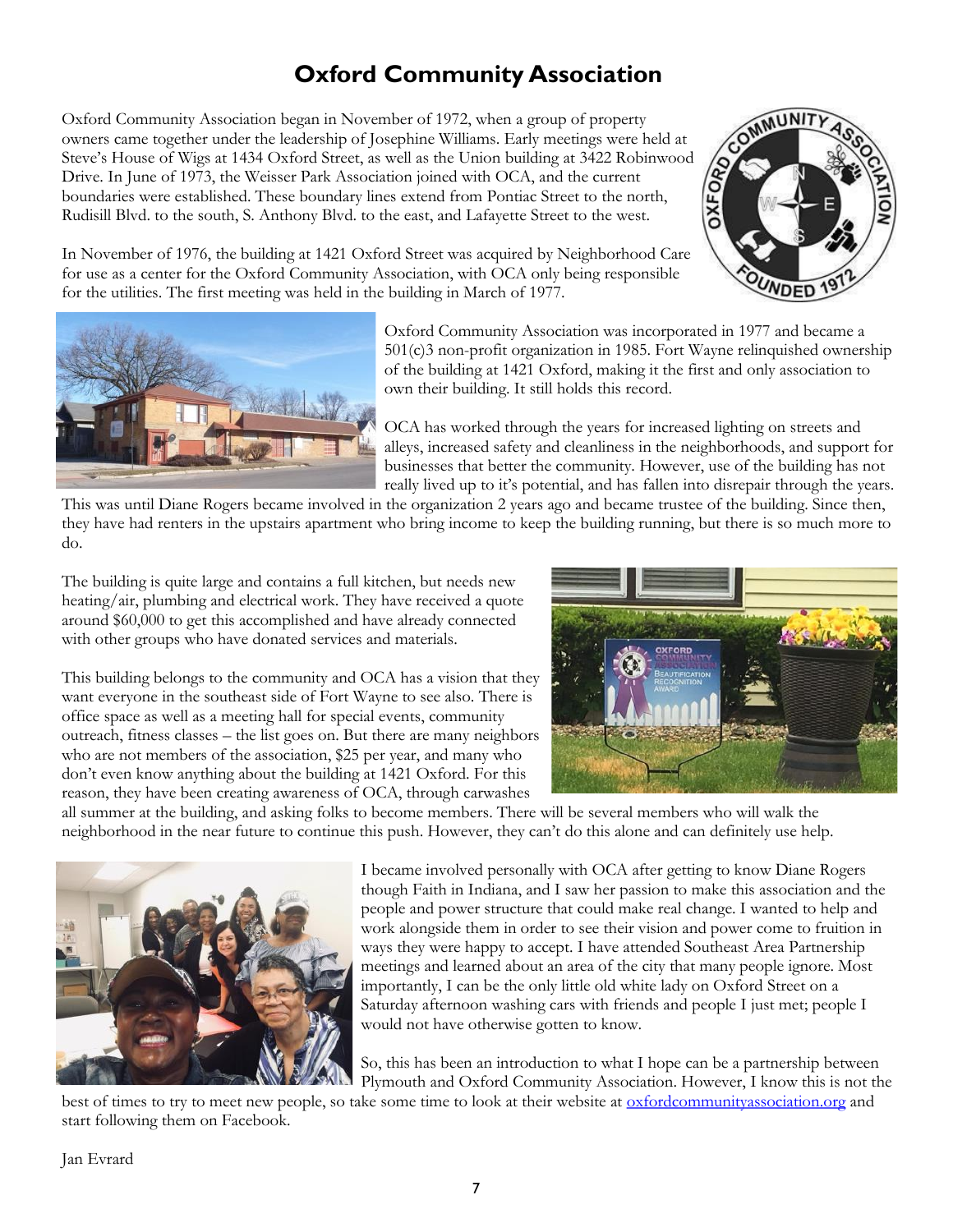# Oxford Community Association

Oxford Community Association began in November of 1972, when a group of property owners came together under the leadership of Josephine Williams. Early meetings were held at Steve's House of Wigs at 1434 Oxford Street, as well as the Union building at 3422 Robinwood Drive. In June of 1973, the Weisser Park Association joined with OCA, and the current boundaries were established. These boundary lines extend from Pontiac Street to the north, Rudisill Blvd. to the south, S. Anthony Blvd. to the east, and Lafayette Street to the west.

In November of 1976, the building at 1421 Oxford Street was acquired by Neighborhood Care for use as a center for the Oxford Community Association, with OCA only being responsible for the utilities. The first meeting was held in the building in March of 1977.

Oxford Community Association was incorporated in 1977 and became a 501(c)3 non-profit organization in 1985. Fort Wayne relinquished ownership of the building at 1421 Oxford, making it the first and only association to own their building. It still holds this record.

OCA has worked through the years for increased lighting on streets and alleys, increased safety and cleanliness in the neighborhoods, and support for businesses that better the community. However, use of the building has not really lived up to it's potential, and has fallen into disrepair through the years. This was until Diane Rogers became involved in the organization 2 years ago and became trustee of the building. Since then, they have had renters in the upstairs apartment who bring income to keep the building running, but there is so much more to do.

The building is quite large and contains a full kitchen, but needs new heating/air, plumbing and electrical work. They have received a quote around $60,000 to get this accomplished and have already connected with other groups who have donated services and materials.

This building belongs to the community and OCA has a vision that they want everyone in the southeast side of Fort Wayne to see also. There is office space as well as a meeting hall for special events, community outreach, fitness classes – the list goes on. But there are many neighbors who are not members of the association, $25 per year, and many who don't even know anything about the building at 1421 Oxford. For this reason, they have been creating awareness of OCA, through carwashes all summer at the building, and asking folks to become members. There will be several members who will walk the neighborhood in the near future to continue this push. However, they can't do this alone and can definitely use help.

I became involved personally with OCA after getting to know Diane Rogers though Faith in Indiana, and I saw her passion to make this association and the people and power structure that could make real change. I wanted to help and work alongside them in order to see their vision and power come to fruition in ways they were happy to accept. I have attended Southeast Area Partnership meetings and learned about an area of the city that many people ignore. Most importantly, I can be the only little old white lady on Oxford Street on a Saturday afternoon washing cars with friends and people I just met; people I would not have otherwise gotten to know.

So, this has been an introduction to what I hope can be a partnership between Plymouth and Oxford Community Association. However, I know this is not the best of times to try to meet new people, so take some time to look at their website at [oxfordcommunityassociation.org](oxfordcommunityassociation.org) and start following them on Facebook.

Jan Evrard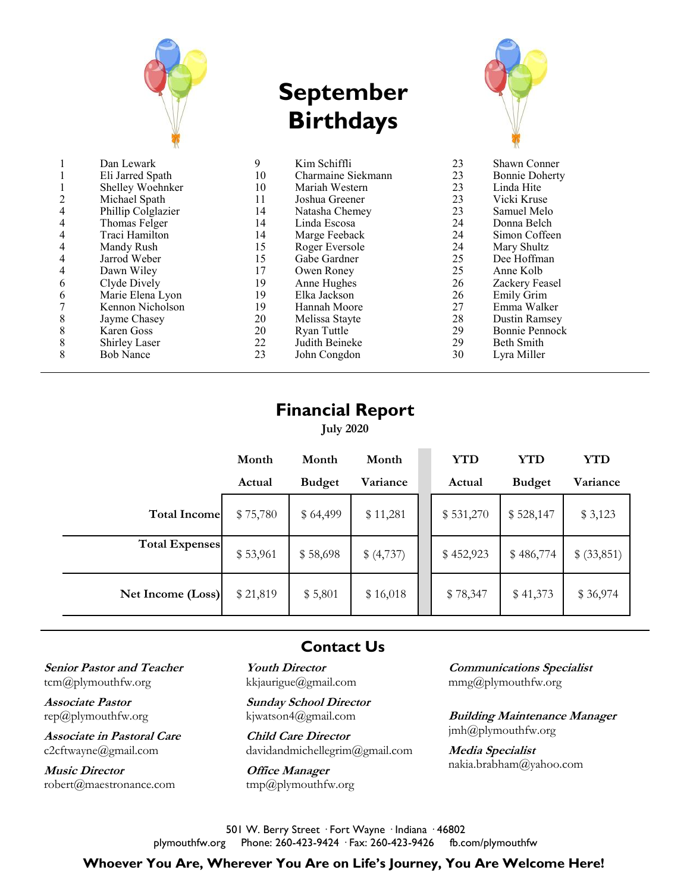# September Birthdays

| | |
|---|---|
| 1 | Dan Lewark |
| 1 | Eli Jarred Spath |
| 1 | Shelley Woehnker |
| 2 | Michael Spath |
| 4 | Phillip Colglazier |
| 4 | Thomas Felger |
| 4 | Traci Hamilton |
| 4 | Mandy Rush |
| 4 | Jarrod Weber |
| 4 | Dawn Wiley |
| 6 | Clyde Dively |
| 6 | Marie Elena Lyon |
| 7 | Kennon Nicholson |
| 8 | Jayme Chasey |
| 8 | Karen Goss |
| 8 | Shirley Laser |
| 8 | Bob Nance |
| 9 | Kim Schiffli |
| 10 | Charmaine Siekmann |
| 10 | Mariah Western |
| 11 | Joshua Greener |
| 14 | Natasha Chemey |
| 14 | Linda Escosa |
| 14 | Marge Feeback |
| 15 | Roger Eversole |
| 15 | Gabe Gardner |
| 17 | Owen Roney |
| 19 | Anne Hughes |
| 19 | Elka Jackson |
| 19 | Hannah Moore |
| 20 | Melissa Stayte |
| 20 | Ryan Tuttle |
| 22 | Judith Beineke |
| 23 | John Congdon |
| 23 | Shawn Conner |
| 23 | Bonnie Doherty |
| 23 | Linda Hite |
| 23 | Vicki Kruse |
| 23 | Samuel Melo |
| 24 | Donna Belch |
| 24 | Simon Coffeen |
| 24 | Mary Shultz |
| 25 | Dee Hoffman |
| 25 | Anne Kolb |
| 26 | Zackery Feasel |
| 26 | Emily Grim |
| 27 | Emma Walker |
| 28 | Dustin Ramsey |
| 29 | Bonnie Pennock |
| 29 | Beth Smith |
| 30 | Lyra Miller |

# Financial Report

**July 2020**

| | Month Actual | Month Budget | Month Variance | YTD Actual | YTD Budget | YTD Variance |
|---|---|---|---|---|---|---|
| **Total Income** | $ 75,780 | $ 64,499 | $ 11,281 | $ 531,270 | $ 528,147 | $ 3,123 |
| **Total Expenses** | $ 53,961 | $ 58,698 | $ (4,737) | $ 452,923 | $ 486,774 | $ (33,851) |
| **Net Income (Loss)** | $ 21,819 | $ 5,801 | $ 16,018 | $ 78,347 | $ 41,373 | $ 36,974 |

# Contact Us

***Senior Pastor and Teacher***
tcm@plymouthfw.org

***Associate Pastor***
rep@plymouthfw.org

***Associate in Pastoral Care***
c2cftwayne@gmail.com

***Music Director***
robert@maestronance.com

***Youth Director***
kkjaurigue@gmail.com

***Sunday School Director***
kjwatson4@gmail.com

***Child Care Director***
davidandmichellegrim@gmail.com

***Office Manager***
tmp@plymouthfw.org

***Communications Specialist***
mmg@plymouthfw.org

***Building Maintenance Manager***
jmh@plymouthfw.org

***Media Specialist***
nakia.brabham@yahoo.com

501 W. Berry Street · Fort Wayne · Indiana · 46802
plymouthfw.org Phone: 260-423-9424 · Fax: 260-423-9426 fb.com/plymouthfw

**Whoever You Are, Wherever You Are on Life's Journey, You Are Welcome Here!**